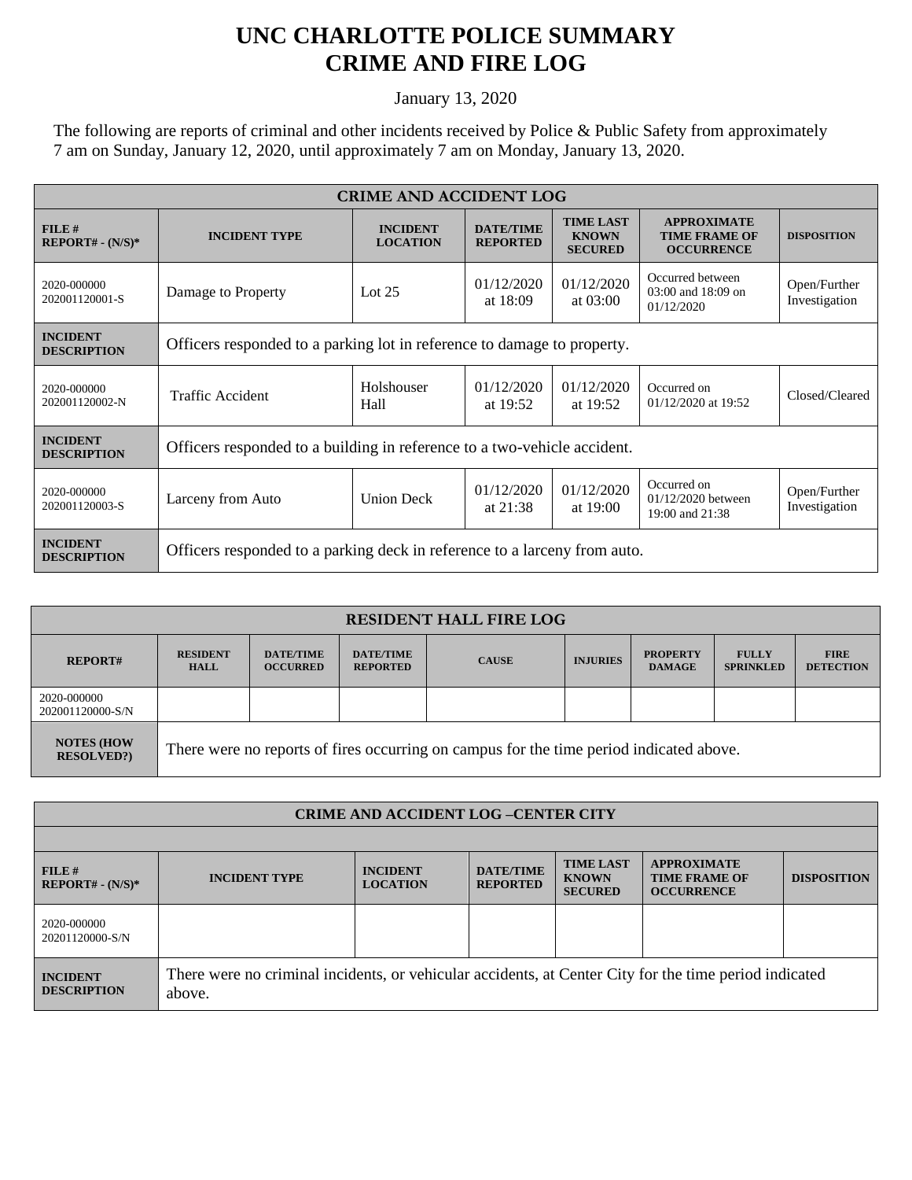# UNC CHARLOTTE POLICE SUMMARY
# CRIME AND FIRE LOG

January 13, 2020

The following are reports of criminal and other incidents received by Police & Public Safety from approximately 7 am on Sunday, January 12, 2020, until approximately 7 am on Monday, January 13, 2020.

| CRIME AND ACCIDENT LOG | | | | | | |
|---|---|---|---|---|---|---|
| **FILE # REPORT# - (N/S)*** | **INCIDENT TYPE** | **INCIDENT LOCATION** | **DATE/TIME REPORTED** | **TIME LAST KNOWN SECURED** | **APPROXIMATE TIME FRAME OF OCCURRENCE** | **DISPOSITION** |
| 2020-000000 202001120001-S | Damage to Property | Lot 25 | 01/12/2020 at 18:09 | 01/12/2020 at 03:00 | Occurred between 03:00 and 18:09 on 01/12/2020 | Open/Further Investigation |
| **INCIDENT DESCRIPTION** | Officers responded to a parking lot in reference to damage to property. | | | | | |
| 2020-000000 202001120002-N | Traffic Accident | Holshouser Hall | 01/12/2020 at 19:52 | 01/12/2020 at 19:52 | Occurred on 01/12/2020 at 19:52 | Closed/Cleared |
| **INCIDENT DESCRIPTION** | Officers responded to a building in reference to a two-vehicle accident. | | | | | |
| 2020-000000 202001120003-S | Larceny from Auto | Union Deck | 01/12/2020 at 21:38 | 01/12/2020 at 19:00 | Occurred on 01/12/2020 between 19:00 and 21:38 | Open/Further Investigation |
| **INCIDENT DESCRIPTION** | Officers responded to a parking deck in reference to a larceny from auto. | | | | | |

| RESIDENT HALL FIRE LOG | | | | | | | | |
|---|---|---|---|---|---|---|---|---|
| **REPORT#** | **RESIDENT HALL** | **DATE/TIME OCCURRED** | **DATE/TIME REPORTED** | **CAUSE** | **INJURIES** | **PROPERTY DAMAGE** | **FULLY SPRINKLED** | **FIRE DETECTION** |
| 2020-000000 202001120000-S/N | | | | | | | | |
| **NOTES (HOW RESOLVED?)** | There were no reports of fires occurring on campus for the time period indicated above. | | | | | | | |

| CRIME AND ACCIDENT LOG –CENTER CITY | | | | | | |
|---|---|---|---|---|---|---|
| **FILE # REPORT# - (N/S)*** | **INCIDENT TYPE** | **INCIDENT LOCATION** | **DATE/TIME REPORTED** | **TIME LAST KNOWN SECURED** | **APPROXIMATE TIME FRAME OF OCCURRENCE** | **DISPOSITION** |
| 2020-000000 20201120000-S/N | | | | | | |
| **INCIDENT DESCRIPTION** | There were no criminal incidents, or vehicular accidents, at Center City for the time period indicated above. | | | | | |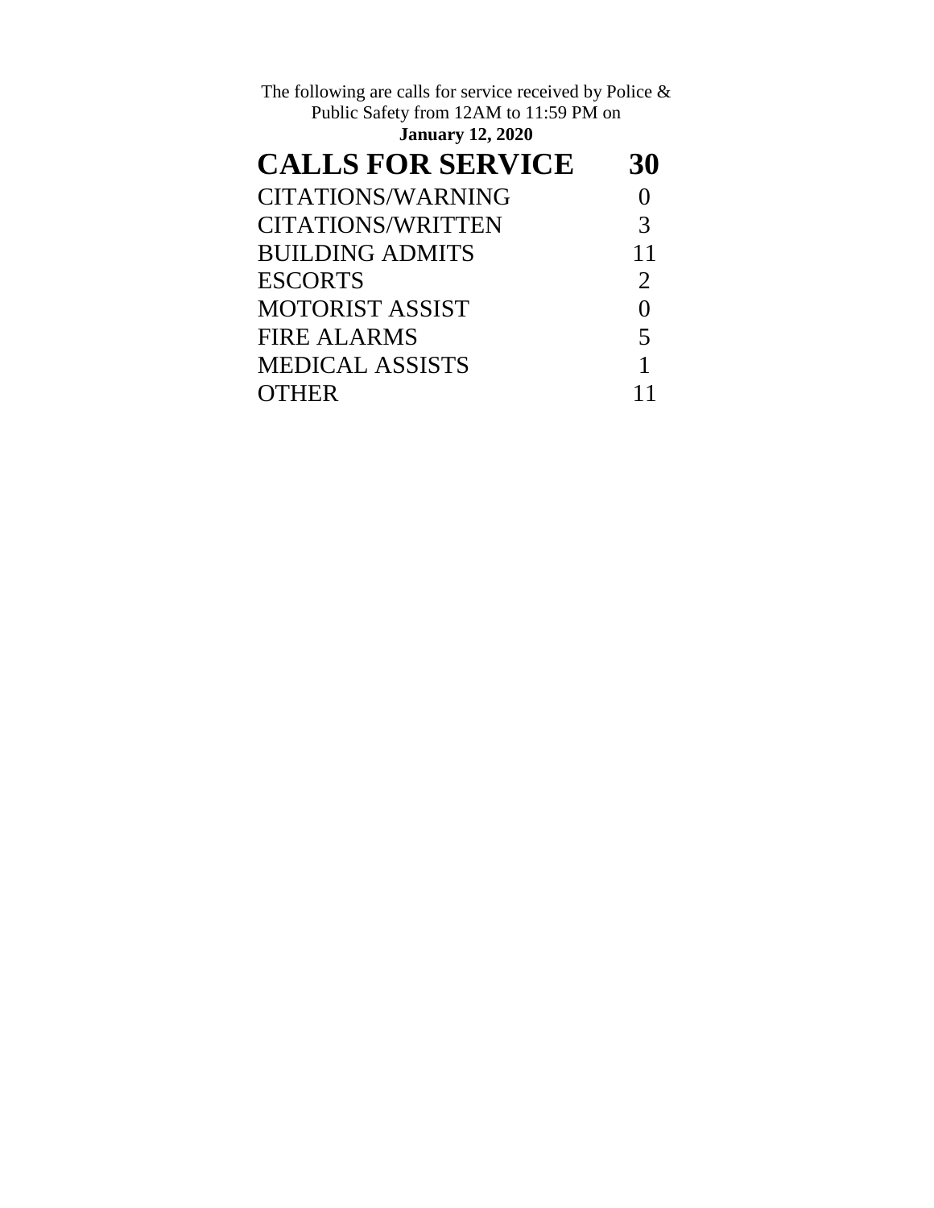The following are calls for service received by Police & Public Safety from 12AM to 11:59 PM on

**January 12, 2020**

| | |
|---|---|
| **CALLS FOR SERVICE** | **30** |
| CITATIONS/WARNING | 0 |
| CITATIONS/WRITTEN | 3 |
| BUILDING ADMITS | 11 |
| ESCORTS | 2 |
| MOTORIST ASSIST | 0 |
| FIRE ALARMS | 5 |
| MEDICAL ASSISTS | 1 |
| OTHER | 11 |